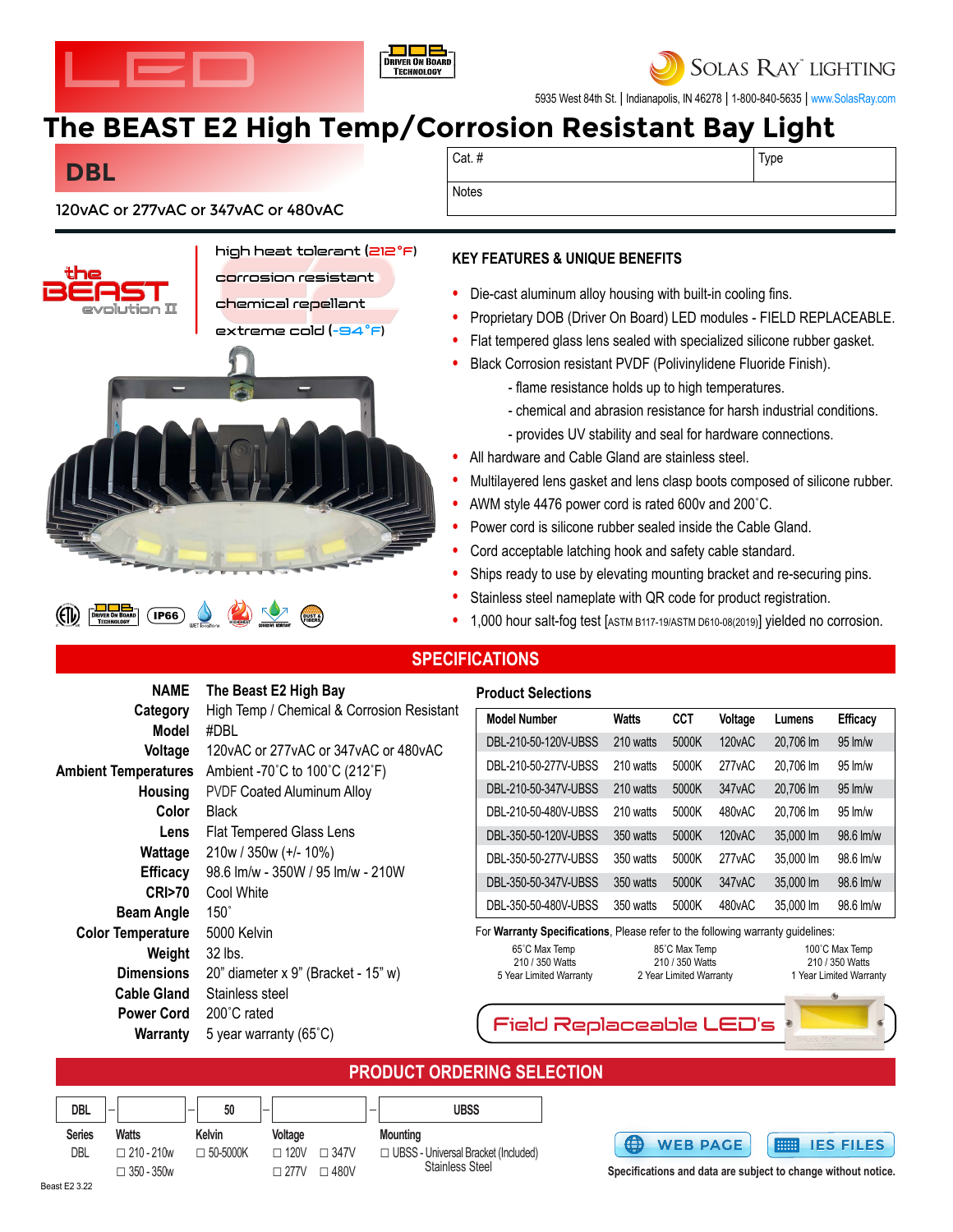LED

DRIVER ON BOARD TECHNOLOGY

SOLAS RAY LIGHTING

5935 West 84th St. | Indianapolis, IN 46278 | 1-800-840-5635 | www.SolasRay.com

# The BEAST E2 High Temp/Corrosion Resistant Bay Light

## DBL

120vAC or 277vAC or 347vAC or 480vAC

| Cat. # | Type |
|---|---|
| Notes | |

the BEAST evolution II

- high heat tolerant (212°F)
- corrosion resistant
- chemical repellant
- extreme cold (-94°F)

### KEY FEATURES & UNIQUE BENEFITS

- Die-cast aluminum alloy housing with built-in cooling fins.
- Proprietary DOB (Driver On Board) LED modules - FIELD REPLACEABLE.
- Flat tempered glass lens sealed with specialized silicone rubber gasket.
- Black Corrosion resistant PVDF (Polivinylidene Fluoride Finish).
  - flame resistance holds up to high temperatures.
  - chemical and abrasion resistance for harsh industrial conditions.
  - provides UV stability and seal for hardware connections.
- All hardware and Cable Gland are stainless steel.
- Multilayered lens gasket and lens clasp boots composed of silicone rubber.
- AWM style 4476 power cord is rated 600v and 200˚C.
- Power cord is silicone rubber sealed inside the Cable Gland.
- Cord acceptable latching hook and safety cable standard.
- Ships ready to use by elevating mounting bracket and re-securing pins.
- Stainless steel nameplate with QR code for product registration.
- 1,000 hour salt-fog test [ASTM B117-19/ASTM D610-08(2019)] yielded no corrosion.

## SPECIFICATIONS

| | |
|---|---|
| **NAME** | The Beast E2 High Bay |
| **Category** | High Temp / Chemical & Corrosion Resistant |
| **Model** | #DBL |
| **Voltage** | 120vAC or 277vAC or 347vAC or 480vAC |
| **Ambient Temperatures** | Ambient -70˚C to 100˚C (212˚F) |
| **Housing** | PVDF Coated Aluminum Alloy |
| **Color** | Black |
| **Lens** | Flat Tempered Glass Lens |
| **Wattage** | 210w / 350w (+/- 10%) |
| **Efficacy** | 98.6 lm/w - 350W / 95 lm/w - 210W |
| **CRI>70** | Cool White |
| **Beam Angle** | 150˚ |
| **Color Temperature** | 5000 Kelvin |
| **Weight** | 32 lbs. |
| **Dimensions** | 20" diameter x 9" (Bracket - 15" w) |
| **Cable Gland** | Stainless steel |
| **Power Cord** | 200˚C rated |
| **Warranty** | 5 year warranty (65˚C) |

### Product Selections

| Model Number | Watts | CCT | Voltage | Lumens | Efficacy |
|---|---|---|---|---|---|
| DBL-210-50-120V-UBSS | 210 watts | 5000K | 120vAC | 20,706 lm | 95 lm/w |
| DBL-210-50-277V-UBSS | 210 watts | 5000K | 277vAC | 20,706 lm | 95 lm/w |
| DBL-210-50-347V-UBSS | 210 watts | 5000K | 347vAC | 20,706 lm | 95 lm/w |
| DBL-210-50-480V-UBSS | 210 watts | 5000K | 480vAC | 20,706 lm | 95 lm/w |
| DBL-350-50-120V-UBSS | 350 watts | 5000K | 120vAC | 35,000 lm | 98.6 lm/w |
| DBL-350-50-277V-UBSS | 350 watts | 5000K | 277vAC | 35,000 lm | 98.6 lm/w |
| DBL-350-50-347V-UBSS | 350 watts | 5000K | 347vAC | 35,000 lm | 98.6 lm/w |
| DBL-350-50-480V-UBSS | 350 watts | 5000K | 480vAC | 35,000 lm | 98.6 lm/w |

For **Warranty Specifications**, Please refer to the following warranty guidelines:

| 65˚C Max Temp | 85˚C Max Temp | 100˚C Max Temp |
|---|---|---|
| 210 / 350 Watts | 210 / 350 Watts | 210 / 350 Watts |
| 5 Year Limited Warranty | 2 Year Limited Warranty | 1 Year Limited Warranty |

Field Replaceable LED's

## PRODUCT ORDERING SELECTION

| DBL | – | | – | 50 | – | | – | UBSS |
|---|---|---|---|---|---|---|---|---|
| **Series** | | **Watts** | | **Kelvin** | | **Voltage** | | **Mounting** |
| DBL | | ☐ 210 - 210w<br>☐ 350 - 350w | | ☐ 50-5000K | | ☐ 120V ☐ 347V<br>☐ 277V ☐ 480V | | ☐ UBSS - Universal Bracket (Included) Stainless Steel |

WEB PAGE | IES FILES

Specifications and data are subject to change without notice.

Beast E2 3.22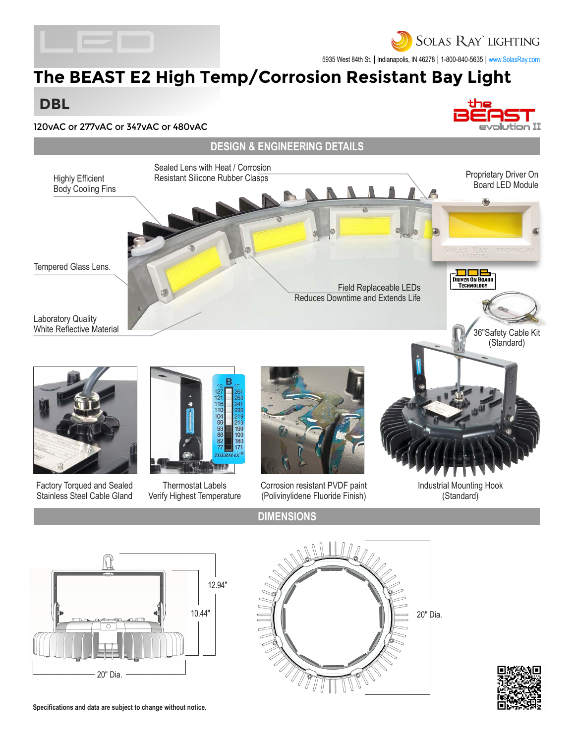Solas Ray Lighting

5935 West 84th St. | Indianapolis, IN 46278 | 1-800-840-5635 | www.SolasRay.com

# The BEAST E2 High Temp/Corrosion Resistant Bay Light

## DBL

120vAC or 277vAC or 347vAC or 480vAC

## DESIGN & ENGINEERING DETAILS

Highly Efficient Body Cooling Fins

Sealed Lens with Heat / Corrosion Resistant Silicone Rubber Clasps

Proprietary Driver On Board LED Module

Tempered Glass Lens.

Field Replaceable LEDs
Reduces Downtime and Extends Life

Laboratory Quality White Reflective Material

Driver On Board Technology

36"Safety Cable Kit (Standard)

Factory Torqued and Sealed Stainless Steel Cable Gland

Thermostat Labels Verify Highest Temperature

Corrosion resistant PVDF paint (Polivinylidene Fluoride Finish)

Industrial Mounting Hook (Standard)

## DIMENSIONS

12.94"

10.44"

20" Dia.

20" Dia.

**Specifications and data are subject to change without notice.**